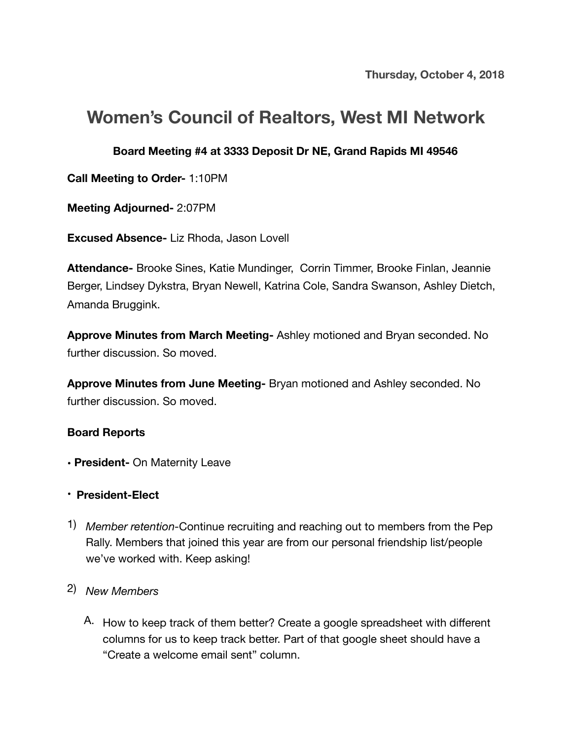Thursday, October 4, 2018

# Women's Council of Realtors, West MI Network

**Board Meeting #4 at 3333 Deposit Dr NE, Grand Rapids MI 49546**

**Call Meeting to Order-** 1:10PM

**Meeting Adjourned-** 2:07PM

**Excused Absence-** Liz Rhoda, Jason Lovell

**Attendance-** Brooke Sines, Katie Mundinger, Corrin Timmer, Brooke Finlan, Jeannie Berger, Lindsey Dykstra, Bryan Newell, Katrina Cole, Sandra Swanson, Ashley Dietch, Amanda Bruggink.

**Approve Minutes from March Meeting-** Ashley motioned and Bryan seconded. No further discussion. So moved.

**Approve Minutes from June Meeting-** Bryan motioned and Ashley seconded. No further discussion. So moved.

**Board Reports**

- **President-** On Maternity Leave
- **President-Elect**

1) *Member retention*-Continue recruiting and reaching out to members from the Pep Rally. Members that joined this year are from our personal friendship list/people we've worked with. Keep asking!

2) *New Members*

   A. How to keep track of them better? Create a google spreadsheet with different columns for us to keep track better. Part of that google sheet should have a "Create a welcome email sent" column.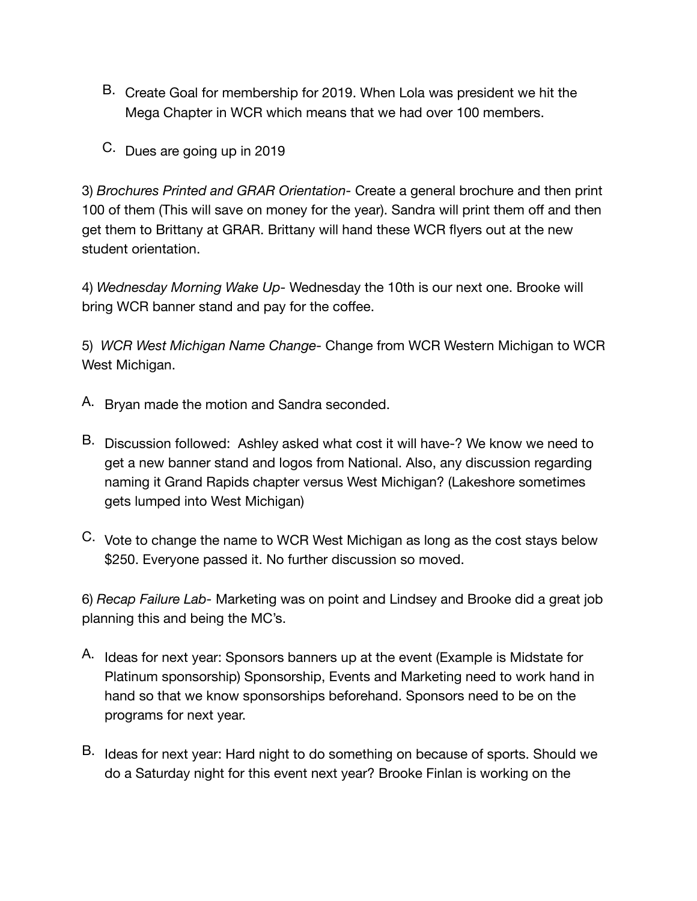B. Create Goal for membership for 2019. When Lola was president we hit the Mega Chapter in WCR which means that we had over 100 members.

C. Dues are going up in 2019

3) *Brochures Printed and GRAR Orientation*- Create a general brochure and then print 100 of them (This will save on money for the year). Sandra will print them off and then get them to Brittany at GRAR. Brittany will hand these WCR flyers out at the new student orientation.

4) *Wednesday Morning Wake Up*- Wednesday the 10th is our next one. Brooke will bring WCR banner stand and pay for the coffee.

5) *WCR West Michigan Name Change*- Change from WCR Western Michigan to WCR West Michigan.

A. Bryan made the motion and Sandra seconded.

B. Discussion followed: Ashley asked what cost it will have-? We know we need to get a new banner stand and logos from National. Also, any discussion regarding naming it Grand Rapids chapter versus West Michigan? (Lakeshore sometimes gets lumped into West Michigan)

C. Vote to change the name to WCR West Michigan as long as the cost stays below $250. Everyone passed it. No further discussion so moved.

6) *Recap Failure Lab*- Marketing was on point and Lindsey and Brooke did a great job planning this and being the MC's.

A. Ideas for next year: Sponsors banners up at the event (Example is Midstate for Platinum sponsorship) Sponsorship, Events and Marketing need to work hand in hand so that we know sponsorships beforehand. Sponsors need to be on the programs for next year.

B. Ideas for next year: Hard night to do something on because of sports. Should we do a Saturday night for this event next year? Brooke Finlan is working on the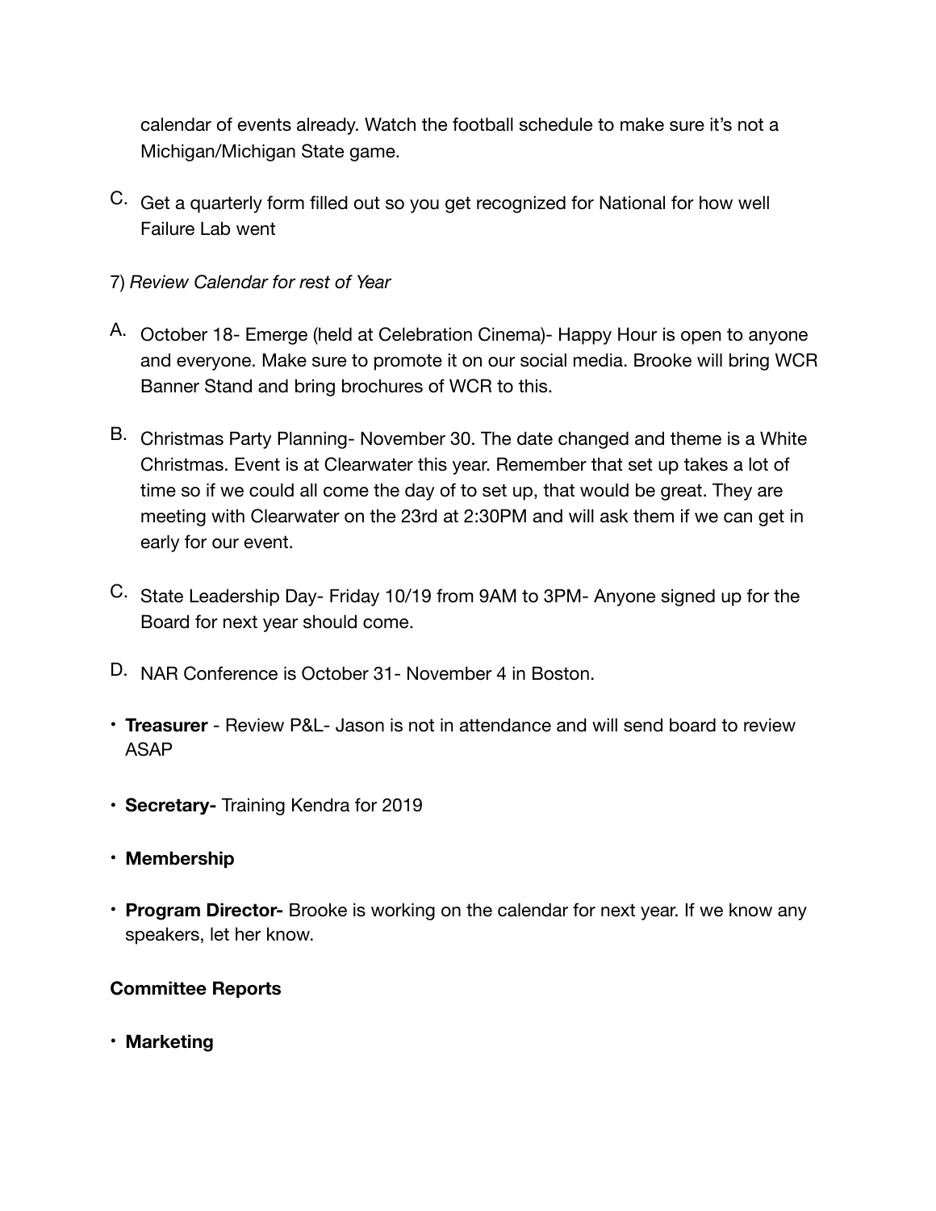calendar of events already. Watch the football schedule to make sure it's not a Michigan/Michigan State game.

C. Get a quarterly form filled out so you get recognized for National for how well Failure Lab went

7) *Review Calendar for rest of Year*

A. October 18- Emerge (held at Celebration Cinema)- Happy Hour is open to anyone and everyone. Make sure to promote it on our social media. Brooke will bring WCR Banner Stand and bring brochures of WCR to this.

B. Christmas Party Planning- November 30. The date changed and theme is a White Christmas. Event is at Clearwater this year. Remember that set up takes a lot of time so if we could all come the day of to set up, that would be great. They are meeting with Clearwater on the 23rd at 2:30PM and will ask them if we can get in early for our event.

C. State Leadership Day- Friday 10/19 from 9AM to 3PM- Anyone signed up for the Board for next year should come.

D. NAR Conference is October 31- November 4 in Boston.

- **Treasurer** - Review P&L- Jason is not in attendance and will send board to review ASAP
- **Secretary-** Training Kendra for 2019
- **Membership**
- **Program Director-** Brooke is working on the calendar for next year. If we know any speakers, let her know.

**Committee Reports**

- **Marketing**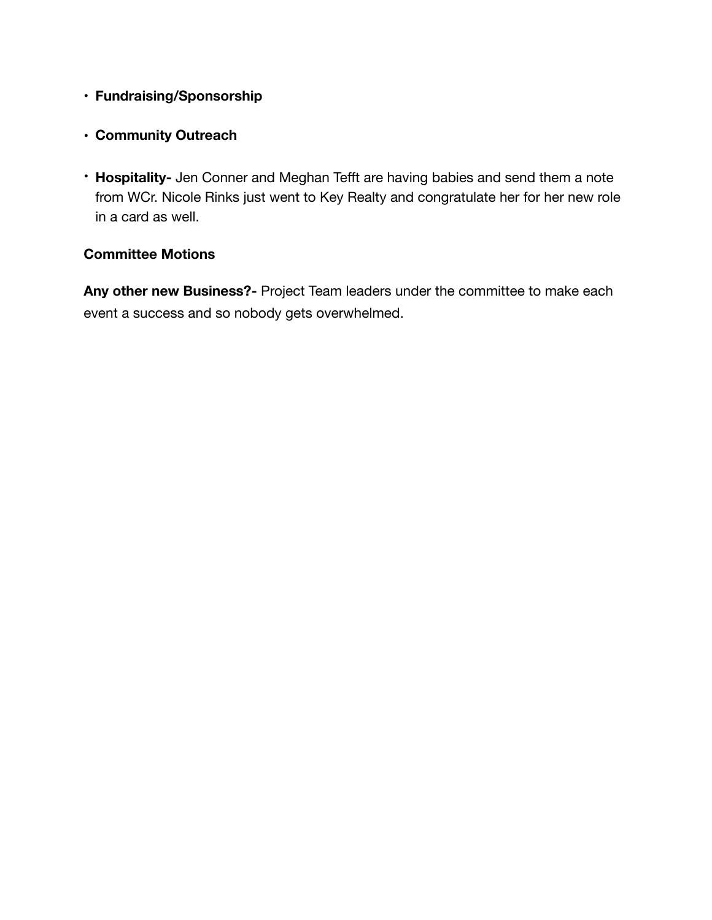- **Fundraising/Sponsorship**
- **Community Outreach**
- **Hospitality-** Jen Conner and Meghan Tefft are having babies and send them a note from WCr. Nicole Rinks just went to Key Realty and congratulate her for her new role in a card as well.

**Committee Motions**

**Any other new Business?-** Project Team leaders under the committee to make each event a success and so nobody gets overwhelmed.